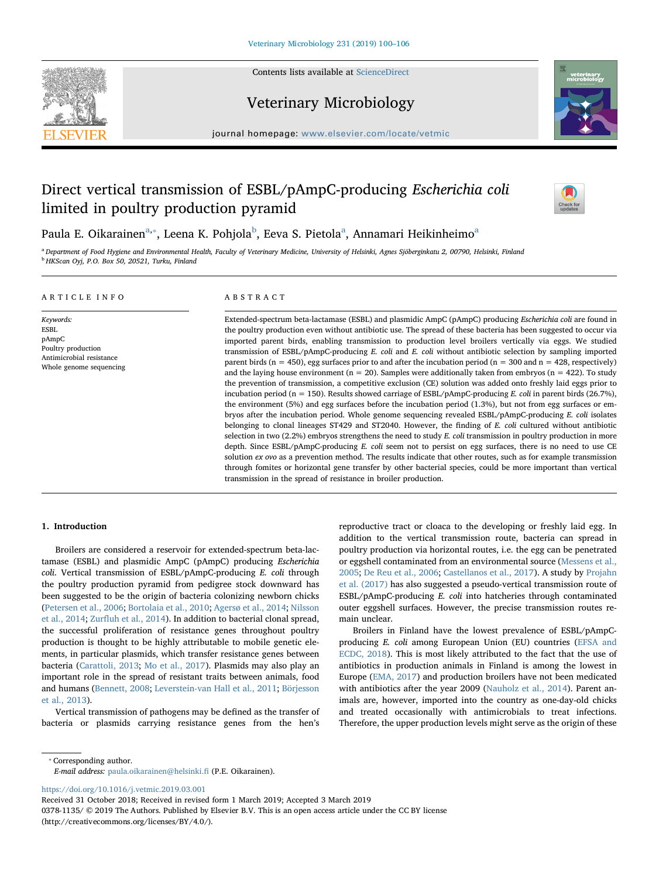# Direct vertical transmission of ESBL/pAmpC-producing *Escherichia coli* limited in poultry production pyramid

Paula E. Oikarainen[a,*], Leena K. Pohjola[b], Eeva S. Pietola[a], Annamari Heikinheimo[a]

[a] Department of Food Hygiene and Environmental Health, Faculty of Veterinary Medicine, University of Helsinki, Agnes Sjöberginkatu 2, 00790, Helsinki, Finland
[b] HKScan Oyj, P.O. Box 50, 20521, Turku, Finland

## ARTICLE INFO

*Keywords:*
ESBL
pAmpC
Poultry production
Antimicrobial resistance
Whole genome sequencing

## ABSTRACT

Extended-spectrum beta-lactamase (ESBL) and plasmidic AmpC (pAmpC) producing *Escherichia coli* are found in the poultry production even without antibiotic use. The spread of these bacteria has been suggested to occur via imported parent birds, enabling transmission to production level broilers vertically via eggs. We studied transmission of ESBL/pAmpC-producing *E. coli* and *E. coli* without antibiotic selection by sampling imported parent birds (n = 450), egg surfaces prior to and after the incubation period (n = 300 and n = 428, respectively) and the laying house environment (n = 20). Samples were additionally taken from embryos (n = 422). To study the prevention of transmission, a competitive exclusion (CE) solution was added onto freshly laid eggs prior to incubation period (n = 150). Results showed carriage of ESBL/pAmpC-producing *E. coli* in parent birds (26.7%), the environment (5%) and egg surfaces before the incubation period (1.3%), but not from egg surfaces or embryos after the incubation period. Whole genome sequencing revealed ESBL/pAmpC-producing *E. coli* isolates belonging to clonal lineages ST429 and ST2040. However, the finding of *E. coli* cultured without antibiotic selection in two (2.2%) embryos strengthens the need to study *E. coli* transmission in poultry production in more depth. Since ESBL/pAmpC-producing *E. coli* seem not to persist on egg surfaces, there is no need to use CE solution *ex ovo* as a prevention method. The results indicate that other routes, such as for example transmission through fomites or horizontal gene transfer by other bacterial species, could be more important than vertical transmission in the spread of resistance in broiler production.

## 1. Introduction

Broilers are considered a reservoir for extended-spectrum beta-lactamase (ESBL) and plasmidic AmpC (pAmpC) producing *Escherichia coli*. Vertical transmission of ESBL/pAmpC-producing *E. coli* through the poultry production pyramid from pedigree stock downward has been suggested to be the origin of bacteria colonizing newborn chicks (Petersen et al., 2006; Bortolaia et al., 2010; Agersø et al., 2014; Nilsson et al., 2014; Zurfluh et al., 2014). In addition to bacterial clonal spread, the successful proliferation of resistance genes throughout poultry production is thought to be highly attributable to mobile genetic elements, in particular plasmids, which transfer resistance genes between bacteria (Carattoli, 2013; Mo et al., 2017). Plasmids may also play an important role in the spread of resistant traits between animals, food and humans (Bennett, 2008; Leverstein-van Hall et al., 2011; Börjesson et al., 2013).

Vertical transmission of pathogens may be defined as the transfer of bacteria or plasmids carrying resistance genes from the hen's reproductive tract or cloaca to the developing or freshly laid egg. In addition to the vertical transmission route, bacteria can spread in poultry production via horizontal routes, i.e. the egg can be penetrated or eggshell contaminated from an environmental source (Messens et al., 2005; De Reu et al., 2006; Castellanos et al., 2017). A study by Projahn et al. (2017) has also suggested a pseudo-vertical transmission route of ESBL/pAmpC-producing *E. coli* into hatcheries through contaminated outer eggshell surfaces. However, the precise transmission routes remain unclear.

Broilers in Finland have the lowest prevalence of ESBL/pAmpC-producing *E. coli* among European Union (EU) countries (EFSA and ECDC, 2018). This is most likely attributed to the fact that the use of antibiotics in production animals in Finland is among the lowest in Europe (EMA, 2017) and production broilers have not been medicated with antibiotics after the year 2009 (Nauholz et al., 2014). Parent animals are, however, imported into the country as one-day-old chicks and treated occasionally with antimicrobials to treat infections. Therefore, the upper production levels might serve as the origin of these

* Corresponding author.
*E-mail address:* paula.oikarainen@helsinki.fi (P.E. Oikarainen).

https://doi.org/10.1016/j.vetmic.2019.03.001
Received 31 October 2018; Received in revised form 1 March 2019; Accepted 3 March 2019
0378-1135/ © 2019 The Authors. Published by Elsevier B.V. This is an open access article under the CC BY license (http://creativecommons.org/licenses/BY/4.0/).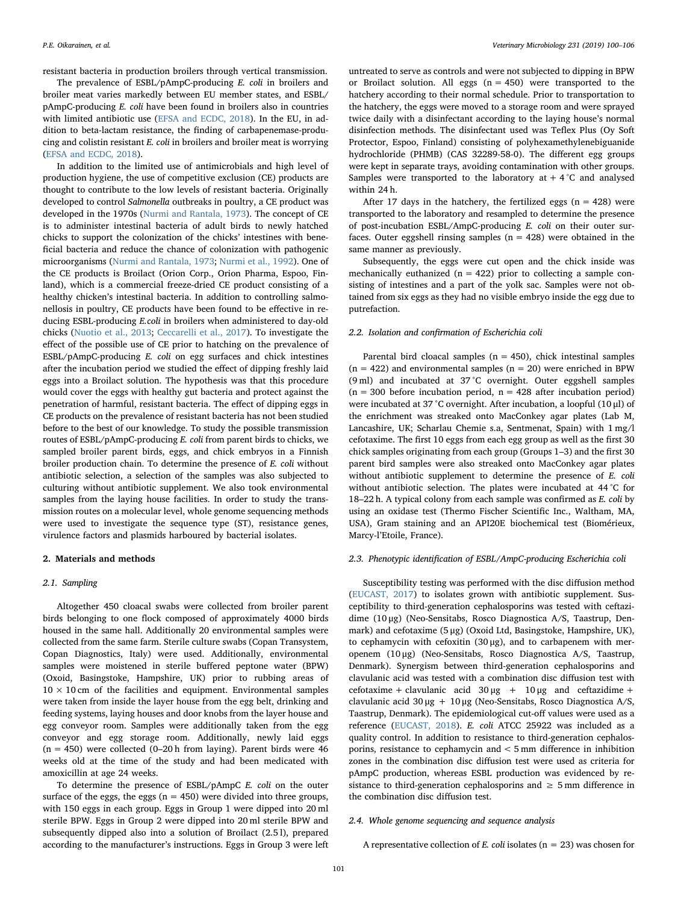resistant bacteria in production broilers through vertical transmission.

The prevalence of ESBL/pAmpC-producing *E. coli* in broilers and broiler meat varies markedly between EU member states, and ESBL/pAmpC-producing *E. coli* have been found in broilers also in countries with limited antibiotic use (EFSA and ECDC, 2018). In the EU, in addition to beta-lactam resistance, the finding of carbapenemase-producing and colistin resistant *E. coli* in broilers and broiler meat is worrying (EFSA and ECDC, 2018).

In addition to the limited use of antimicrobials and high level of production hygiene, the use of competitive exclusion (CE) products are thought to contribute to the low levels of resistant bacteria. Originally developed to control *Salmonella* outbreaks in poultry, a CE product was developed in the 1970s (Nurmi and Rantala, 1973). The concept of CE is to administer intestinal bacteria of adult birds to newly hatched chicks to support the colonization of the chicks' intestines with beneficial bacteria and reduce the chance of colonization with pathogenic microorganisms (Nurmi and Rantala, 1973; Nurmi et al., 1992). One of the CE products is Broilact (Orion Corp., Orion Pharma, Espoo, Finland), which is a commercial freeze-dried CE product consisting of a healthy chicken's intestinal bacteria. In addition to controlling salmonellosis in poultry, CE products have been found to be effective in reducing ESBL-producing *E.coli* in broilers when administered to day-old chicks (Nuotio et al., 2013; Ceccarelli et al., 2017). To investigate the effect of the possible use of CE prior to hatching on the prevalence of ESBL/pAmpC-producing *E. coli* on egg surfaces and chick intestines after the incubation period we studied the effect of dipping freshly laid eggs into a Broilact solution. The hypothesis was that this procedure would cover the eggs with healthy gut bacteria and protect against the penetration of harmful, resistant bacteria. The effect of dipping eggs in CE products on the prevalence of resistant bacteria has not been studied before to the best of our knowledge. To study the possible transmission routes of ESBL/pAmpC-producing *E. coli* from parent birds to chicks, we sampled broiler parent birds, eggs, and chick embryos in a Finnish broiler production chain. To determine the presence of *E. coli* without antibiotic selection, a selection of the samples was also subjected to culturing without antibiotic supplement. We also took environmental samples from the laying house facilities. In order to study the transmission routes on a molecular level, whole genome sequencing methods were used to investigate the sequence type (ST), resistance genes, virulence factors and plasmids harboured by bacterial isolates.

## 2. Materials and methods

### 2.1. Sampling

Altogether 450 cloacal swabs were collected from broiler parent birds belonging to one flock composed of approximately 4000 birds housed in the same hall. Additionally 20 environmental samples were collected from the same farm. Sterile culture swabs (Copan Transystem, Copan Diagnostics, Italy) were used. Additionally, environmental samples were moistened in sterile buffered peptone water (BPW) (Oxoid, Basingstoke, Hampshire, UK) prior to rubbing areas of 10 × 10 cm of the facilities and equipment. Environmental samples were taken from inside the layer house from the egg belt, drinking and feeding systems, laying houses and door knobs from the layer house and egg conveyor room. Samples were additionally taken from the egg conveyor and egg storage room. Additionally, newly laid eggs (n = 450) were collected (0–20 h from laying). Parent birds were 46 weeks old at the time of the study and had been medicated with amoxicillin at age 24 weeks.

To determine the presence of ESBL/pAmpC *E. coli* on the outer surface of the eggs, the eggs (n = 450) were divided into three groups, with 150 eggs in each group. Eggs in Group 1 were dipped into 20 ml sterile BPW. Eggs in Group 2 were dipped into 20 ml sterile BPW and subsequently dipped also into a solution of Broilact (2.5 l), prepared according to the manufacturer's instructions. Eggs in Group 3 were left untreated to serve as controls and were not subjected to dipping in BPW or Broilact solution. All eggs (n = 450) were transported to the hatchery according to their normal schedule. Prior to transportation to the hatchery, the eggs were moved to a storage room and were sprayed twice daily with a disinfectant according to the laying house's normal disinfection methods. The disinfectant used was Teflex Plus (Oy Soft Protector, Espoo, Finland) consisting of polyhexamethylenebiguanide hydrochloride (PHMB) (CAS 32289-58-0). The different egg groups were kept in separate trays, avoiding contamination with other groups. Samples were transported to the laboratory at + 4 °C and analysed within 24 h.

After 17 days in the hatchery, the fertilized eggs (n = 428) were transported to the laboratory and resampled to determine the presence of post-incubation ESBL/AmpC-producing *E. coli* on their outer surfaces. Outer eggshell rinsing samples (n = 428) were obtained in the same manner as previously.

Subsequently, the eggs were cut open and the chick inside was mechanically euthanized (n = 422) prior to collecting a sample consisting of intestines and a part of the yolk sac. Samples were not obtained from six eggs as they had no visible embryo inside the egg due to putrefaction.

### 2.2. Isolation and confirmation of Escherichia coli

Parental bird cloacal samples (n = 450), chick intestinal samples (n = 422) and environmental samples (n = 20) were enriched in BPW (9 ml) and incubated at 37 °C overnight. Outer eggshell samples (n = 300 before incubation period, n = 428 after incubation period) were incubated at 37 °C overnight. After incubation, a loopful (10 μl) of the enrichment was streaked onto MacConkey agar plates (Lab M, Lancashire, UK; Scharlau Chemie s.a, Sentmenat, Spain) with 1 mg/l cefotaxime. The first 10 eggs from each egg group as well as the first 30 chick samples originating from each group (Groups 1–3) and the first 30 parent bird samples were also streaked onto MacConkey agar plates without antibiotic supplement to determine the presence of *E. coli* without antibiotic selection. The plates were incubated at 44 °C for 18–22 h. A typical colony from each sample was confirmed as *E. coli* by using an oxidase test (Thermo Fischer Scientific Inc., Waltham, MA, USA), Gram staining and an API20E biochemical test (Biomérieux, Marcy-l'Etoile, France).

### 2.3. Phenotypic identification of ESBL/AmpC-producing Escherichia coli

Susceptibility testing was performed with the disc diffusion method (EUCAST, 2017) to isolates grown with antibiotic supplement. Susceptibility to third-generation cephalosporins was tested with ceftazidime (10 μg) (Neo-Sensitabs, Rosco Diagnostica A/S, Taastrup, Denmark) and cefotaxime (5 μg) (Oxoid Ltd, Basingstoke, Hampshire, UK), to cephamycin with cefoxitin (30 μg), and to carbapenem with meropenem (10 μg) (Neo-Sensitabs, Rosco Diagnostica A/S, Taastrup, Denmark). Synergism between third-generation cephalosporins and clavulanic acid was tested with a combination disc diffusion test with cefotaxime + clavulanic acid 30 μg + 10 μg and ceftazidime + clavulanic acid 30 μg + 10 μg (Neo-Sensitabs, Rosco Diagnostica A/S, Taastrup, Denmark). The epidemiological cut-off values were used as a reference (EUCAST, 2018). *E. coli* ATCC 25922 was included as a quality control. In addition to resistance to third-generation cephalosporins, resistance to cephamycin and < 5 mm difference in inhibition zones in the combination disc diffusion test were used as criteria for pAmpC production, whereas ESBL production was evidenced by resistance to third-generation cephalosporins and ≥ 5 mm difference in the combination disc diffusion test.

### 2.4. Whole genome sequencing and sequence analysis

A representative collection of *E. coli* isolates (n = 23) was chosen for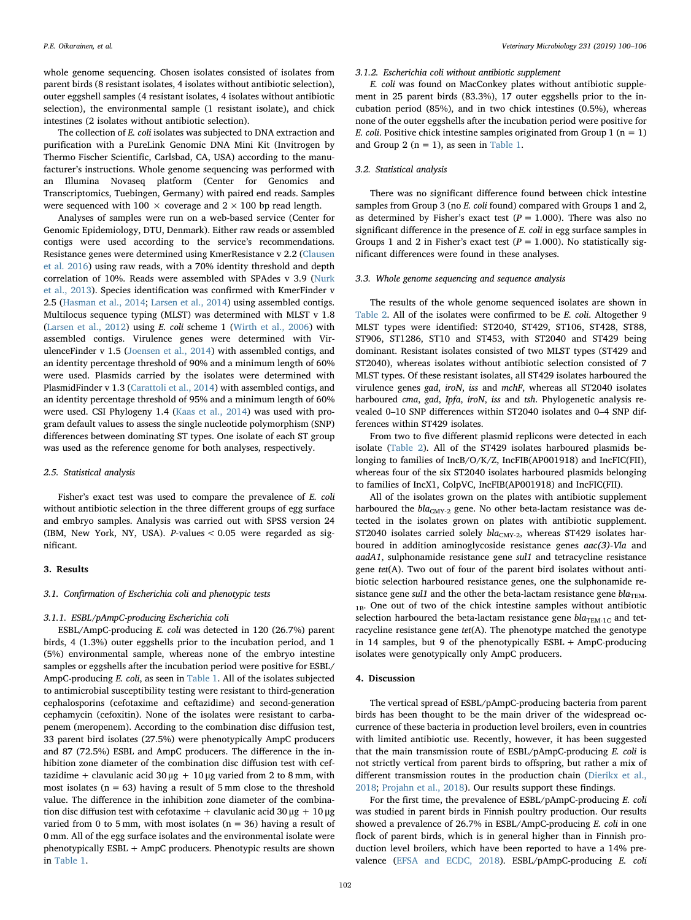whole genome sequencing. Chosen isolates consisted of isolates from parent birds (8 resistant isolates, 4 isolates without antibiotic selection), outer eggshell samples (4 resistant isolates, 4 isolates without antibiotic selection), the environmental sample (1 resistant isolate), and chick intestines (2 isolates without antibiotic selection).

The collection of *E. coli* isolates was subjected to DNA extraction and purification with a PureLink Genomic DNA Mini Kit (Invitrogen by Thermo Fischer Scientific, Carlsbad, CA, USA) according to the manufacturer's instructions. Whole genome sequencing was performed with an Illumina Novaseq platform (Center for Genomics and Transcriptomics, Tuebingen, Germany) with paired end reads. Samples were sequenced with 100 × coverage and 2 × 100 bp read length.

Analyses of samples were run on a web-based service (Center for Genomic Epidemiology, DTU, Denmark). Either raw reads or assembled contigs were used according to the service's recommendations. Resistance genes were determined using KmerResistance v 2.2 (Clausen et al. 2016) using raw reads, with a 70% identity threshold and depth correlation of 10%. Reads were assembled with SPAdes v 3.9 (Nurk et al., 2013). Species identification was confirmed with KmerFinder v 2.5 (Hasman et al., 2014; Larsen et al., 2014) using assembled contigs. Multilocus sequence typing (MLST) was determined with MLST v 1.8 (Larsen et al., 2012) using *E. coli* scheme 1 (Wirth et al., 2006) with assembled contigs. Virulence genes were determined with VirulenceFinder v 1.5 (Joensen et al., 2014) with assembled contigs, and an identity percentage threshold of 90% and a minimum length of 60% were used. Plasmids carried by the isolates were determined with PlasmidFinder v 1.3 (Carattoli et al., 2014) with assembled contigs, and an identity percentage threshold of 95% and a minimum length of 60% were used. CSI Phylogeny 1.4 (Kaas et al., 2014) was used with program default values to assess the single nucleotide polymorphism (SNP) differences between dominating ST types. One isolate of each ST group was used as the reference genome for both analyses, respectively.

### 2.5. Statistical analysis

Fisher's exact test was used to compare the prevalence of *E. coli* without antibiotic selection in the three different groups of egg surface and embryo samples. Analysis was carried out with SPSS version 24 (IBM, New York, NY, USA). P-values < 0.05 were regarded as significant.

## 3. Results

### 3.1. Confirmation of Escherichia coli and phenotypic tests

#### 3.1.1. ESBL/pAmpC-producing Escherichia coli

ESBL/AmpC-producing *E. coli* was detected in 120 (26.7%) parent birds, 4 (1.3%) outer eggshells prior to the incubation period, and 1 (5%) environmental sample, whereas none of the embryo intestine samples or eggshells after the incubation period were positive for ESBL/AmpC-producing *E. coli*, as seen in Table 1. All of the isolates subjected to antimicrobial susceptibility testing were resistant to third-generation cephalosporins (cefotaxime and ceftazidime) and second-generation cephamycin (cefoxitin). None of the isolates were resistant to carbapenem (meropenem). According to the combination disc diffusion test, 33 parent bird isolates (27.5%) were phenotypically AmpC producers and 87 (72.5%) ESBL and AmpC producers. The difference in the inhibition zone diameter of the combination disc diffusion test with ceftazidime + clavulanic acid 30 μg + 10 μg varied from 2 to 8 mm, with most isolates (n = 63) having a result of 5 mm close to the threshold value. The difference in the inhibition zone diameter of the combination disc diffusion test with cefotaxime + clavulanic acid 30 μg + 10 μg varied from 0 to 5 mm, with most isolates (n = 36) having a result of 0 mm. All of the egg surface isolates and the environmental isolate were phenotypically ESBL + AmpC producers. Phenotypic results are shown in Table 1.

#### 3.1.2. Escherichia coli without antibiotic supplement

*E. coli* was found on MacConkey plates without antibiotic supplement in 25 parent birds (83.3%), 17 outer eggshells prior to the incubation period (85%), and in two chick intestines (0.5%), whereas none of the outer eggshells after the incubation period were positive for *E. coli*. Positive chick intestine samples originated from Group 1 (n = 1) and Group 2 (n = 1), as seen in Table 1.

### 3.2. Statistical analysis

There was no significant difference found between chick intestine samples from Group 3 (no *E. coli* found) compared with Groups 1 and 2, as determined by Fisher's exact test ($P = 1.000$). There was also no significant difference in the presence of *E. coli* in egg surface samples in Groups 1 and 2 in Fisher's exact test ($P = 1.000$). No statistically significant differences were found in these analyses.

### 3.3. Whole genome sequencing and sequence analysis

The results of the whole genome sequenced isolates are shown in Table 2. All of the isolates were confirmed to be *E. coli*. Altogether 9 MLST types were identified: ST2040, ST429, ST106, ST428, ST88, ST906, ST1286, ST10 and ST453, with ST2040 and ST429 being dominant. Resistant isolates consisted of two MLST types (ST429 and ST2040), whereas isolates without antibiotic selection consisted of 7 MLST types. Of these resistant isolates, all ST429 isolates harboured the virulence genes *gad*, *iroN*, *iss* and *mchF*, whereas all ST2040 isolates harboured *cma*, *gad*, *lpfa*, *iroN*, *iss* and *tsh*. Phylogenetic analysis revealed 0–10 SNP differences within ST2040 isolates and 0–4 SNP differences within ST429 isolates.

From two to five different plasmid replicons were detected in each isolate (Table 2). All of the ST429 isolates harboured plasmids belonging to families of IncB/O/K/Z, IncFIB(AP001918) and IncFIC(FII), whereas four of the six ST2040 isolates harboured plasmids belonging to families of IncX1, ColpVC, IncFIB(AP001918) and IncFIC(FII).

All of the isolates grown on the plates with antibiotic supplement harboured the $bla_{CMY-2}$ gene. No other beta-lactam resistance was detected in the isolates grown on plates with antibiotic supplement. ST2040 isolates carried solely $bla_{CMY-2}$, whereas ST429 isolates harboured in addition aminoglycoside resistance genes *aac(3)-VIa* and *aadA1*, sulphonamide resistance gene *sul1* and tetracycline resistance gene *tet*(A). Two out of four of the parent bird isolates without antibiotic selection harboured resistance genes, one the sulphonamide resistance gene *sul1* and the other the beta-lactam resistance gene $bla_{TEM-1B}$. One out of two of the chick intestine samples without antibiotic selection harboured the beta-lactam resistance gene $bla_{TEM-1C}$ and tetracycline resistance gene *tet*(A). The phenotype matched the genotype in 14 samples, but 9 of the phenotypically ESBL + AmpC-producing isolates were genotypically only AmpC producers.

## 4. Discussion

The vertical spread of ESBL/pAmpC-producing bacteria from parent birds has been thought to be the main driver of the widespread occurrence of these bacteria in production level broilers, even in countries with limited antibiotic use. Recently, however, it has been suggested that the main transmission route of ESBL/pAmpC-producing *E. coli* is not strictly vertical from parent birds to offspring, but rather a mix of different transmission routes in the production chain (Dierikx et al., 2018; Projahn et al., 2018). Our results support these findings.

For the first time, the prevalence of ESBL/pAmpC-producing *E. coli* was studied in parent birds in Finnish poultry production. Our results showed a prevalence of 26.7% in ESBL/AmpC-producing *E. coli* in one flock of parent birds, which is in general higher than in Finnish production level broilers, which have been reported to have a 14% prevalence (EFSA and ECDC, 2018). ESBL/pAmpC-producing *E. coli*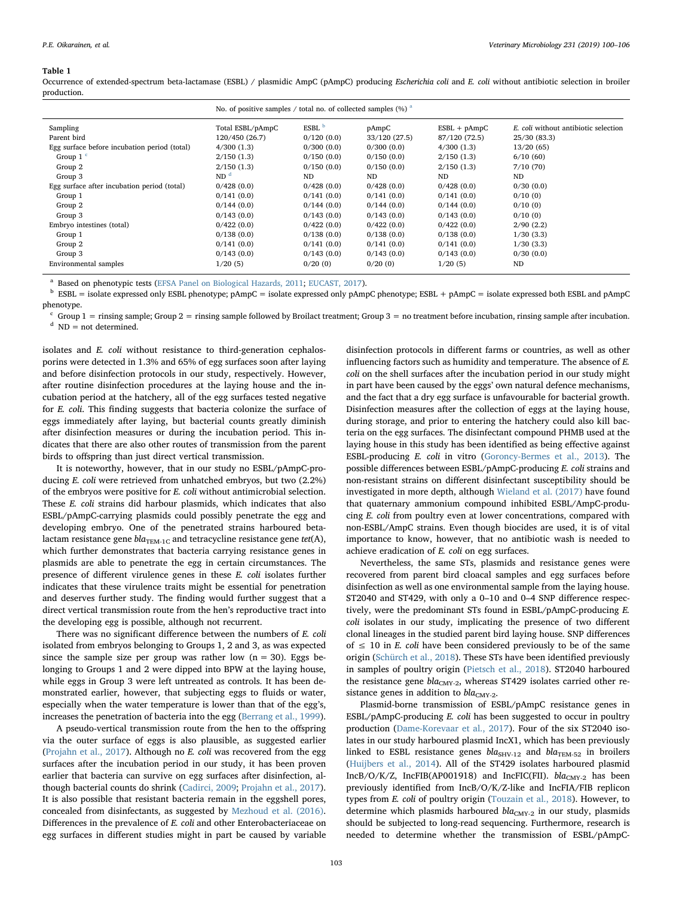**Table 1**

Occurrence of extended-spectrum beta-lactamase (ESBL) / plasmidic AmpC (pAmpC) producing *Escherichia coli* and *E. coli* without antibiotic selection in broiler production.

| | No. of positive samples / total no. of collected samples (%) [a] | | | | |
|---|---|---|---|---|---|
| Sampling | Total ESBL/pAmpC | ESBL [b] | pAmpC | ESBL + pAmpC | *E. coli* without antibiotic selection |
| Parent bird | 120/450 (26.7) | 0/120 (0.0) | 33/120 (27.5) | 87/120 (72.5) | 25/30 (83.3) |
| Egg surface before incubation period (total) | 4/300 (1.3) | 0/300 (0.0) | 0/300 (0.0) | 4/300 (1.3) | 13/20 (65) |
| Group 1 [c] | 2/150 (1.3) | 0/150 (0.0) | 0/150 (0.0) | 2/150 (1.3) | 6/10 (60) |
| Group 2 | 2/150 (1.3) | 0/150 (0.0) | 0/150 (0.0) | 2/150 (1.3) | 7/10 (70) |
| Group 3 | ND [d] | ND | ND | ND | ND |
| Egg surface after incubation period (total) | 0/428 (0.0) | 0/428 (0.0) | 0/428 (0.0) | 0/428 (0.0) | 0/30 (0.0) |
| Group 1 | 0/141 (0.0) | 0/141 (0.0) | 0/141 (0.0) | 0/141 (0.0) | 0/10 (0) |
| Group 2 | 0/144 (0.0) | 0/144 (0.0) | 0/144 (0.0) | 0/144 (0.0) | 0/10 (0) |
| Group 3 | 0/143 (0.0) | 0/143 (0.0) | 0/143 (0.0) | 0/143 (0.0) | 0/10 (0) |
| Embryo intestines (total) | 0/422 (0.0) | 0/422 (0.0) | 0/422 (0.0) | 0/422 (0.0) | 2/90 (2.2) |
| Group 1 | 0/138 (0.0) | 0/138 (0.0) | 0/138 (0.0) | 0/138 (0.0) | 1/30 (3.3) |
| Group 2 | 0/141 (0.0) | 0/141 (0.0) | 0/141 (0.0) | 0/141 (0.0) | 1/30 (3.3) |
| Group 3 | 0/143 (0.0) | 0/143 (0.0) | 0/143 (0.0) | 0/143 (0.0) | 0/30 (0.0) |
| Environmental samples | 1/20 (5) | 0/20 (0) | 0/20 (0) | 1/20 (5) | ND |

[a] Based on phenotypic tests (EFSA Panel on Biological Hazards, 2011; EUCAST, 2017).

[b] ESBL = isolate expressed only ESBL phenotype; pAmpC = isolate expressed only pAmpC phenotype; ESBL + pAmpC = isolate expressed both ESBL and pAmpC phenotype.

[c] Group 1 = rinsing sample; Group 2 = rinsing sample followed by Broilact treatment; Group 3 = no treatment before incubation, rinsing sample after incubation.

[d] ND = not determined.

isolates and *E. coli* without resistance to third-generation cephalosporins were detected in 1.3% and 65% of egg surfaces soon after laying and before disinfection protocols in our study, respectively. However, after routine disinfection procedures at the laying house and the incubation period at the hatchery, all of the egg surfaces tested negative for *E. coli*. This finding suggests that bacteria colonize the surface of eggs immediately after laying, but bacterial counts greatly diminish after disinfection measures or during the incubation period. This indicates that there are also other routes of transmission from the parent birds to offspring than just direct vertical transmission.

It is noteworthy, however, that in our study no ESBL/pAmpC-producing *E. coli* were retrieved from unhatched embryos, but two (2.2%) of the embryos were positive for *E. coli* without antimicrobial selection. These *E. coli* strains did harbour plasmids, which indicates that also ESBL/pAmpC-carrying plasmids could possibly penetrate the egg and developing embryo. One of the penetrated strains harboured beta-lactam resistance gene $bla_{TEM-1C}$ and tetracycline resistance gene *tet*(A), which further demonstrates that bacteria carrying resistance genes in plasmids are able to penetrate the egg in certain circumstances. The presence of different virulence genes in these *E. coli* isolates further indicates that these virulence traits might be essential for penetration and deserves further study. The finding would further suggest that a direct vertical transmission route from the hen's reproductive tract into the developing egg is possible, although not recurrent.

There was no significant difference between the numbers of *E. coli* isolated from embryos belonging to Groups 1, 2 and 3, as was expected since the sample size per group was rather low (n = 30). Eggs belonging to Groups 1 and 2 were dipped into BPW at the laying house, while eggs in Group 3 were left untreated as controls. It has been demonstrated earlier, however, that subjecting eggs to fluids or water, especially when the water temperature is lower than that of the egg's, increases the penetration of bacteria into the egg (Berrang et al., 1999).

A pseudo-vertical transmission route from the hen to the offspring via the outer surface of eggs is also plausible, as suggested earlier (Projahn et al., 2017). Although no *E. coli* was recovered from the egg surfaces after the incubation period in our study, it has been proven earlier that bacteria can survive on egg surfaces after disinfection, although bacterial counts do shrink (Cadirci, 2009; Projahn et al., 2017). It is also possible that resistant bacteria remain in the eggshell pores, concealed from disinfectants, as suggested by Mezhoud et al. (2016). Differences in the prevalence of *E. coli* and other Enterobacteriaceae on egg surfaces in different studies might in part be caused by variable disinfection protocols in different farms or countries, as well as other influencing factors such as humidity and temperature. The absence of *E. coli* on the shell surfaces after the incubation period in our study might in part have been caused by the eggs' own natural defence mechanisms, and the fact that a dry egg surface is unfavourable for bacterial growth. Disinfection measures after the collection of eggs at the laying house, during storage, and prior to entering the hatchery could also kill bacteria on the egg surfaces. The disinfectant compound PHMB used at the laying house in this study has been identified as being effective against ESBL-producing *E. coli* in vitro (Gorony-Bermes et al., 2013). The possible differences between ESBL/pAmpC-producing *E. coli* strains and non-resistant strains on different disinfectant susceptibility should be investigated in more depth, although Wieland et al. (2017) have found that quaternary ammonium compound inhibited ESBL/AmpC-producing *E. coli* from poultry even at lower concentrations, compared with non-ESBL/AmpC strains. Even though biocides are used, it is of vital importance to know, however, that no antibiotic wash is needed to achieve eradication of *E. coli* on egg surfaces.

Nevertheless, the same STs, plasmids and resistance genes were recovered from parent bird cloacal samples and egg surfaces before disinfection as well as one environmental sample from the laying house. ST2040 and ST429, with only a 0–10 and 0–4 SNP difference respectively, were the predominant STs found in ESBL/pAmpC-producing *E. coli* isolates in our study, implicating the presence of two different clonal lineages in the studied parent bird laying house. SNP differences of ≤ 10 in *E. coli* have been considered previously to be of the same origin (Schürch et al., 2018). These STs have been identified previously in samples of poultry origin (Pietsch et al., 2018). ST2040 harboured the resistance gene $bla_{CMY-2}$, whereas ST429 isolates carried other resistance genes in addition to $bla_{CMY-2}$.

Plasmid-borne transmission of ESBL/pAmpC resistance genes in ESBL/pAmpC-producing *E. coli* has been suggested to occur in poultry production (Dame-Korevaar et al., 2017). Four of the six ST2040 isolates in our study harboured plasmid IncX1, which has been previously linked to ESBL resistance genes $bla_{SHV-12}$ and $bla_{TEM-52}$ in broilers (Huijbers et al., 2014). All of the ST429 isolates harboured plasmid IncB/O/K/Z, IncFIB(AP001918) and IncFIC(FII). $bla_{CMY-2}$ has been previously identified from IncB/O/K/Z-like and IncFIA/FIB replicon types from *E. coli* of poultry origin (Touzain et al., 2018). However, to determine which plasmids harboured $bla_{CMY-2}$ in our study, plasmids should be subjected to long-read sequencing. Furthermore, research is needed to determine whether the transmission of ESBL/pAmpC-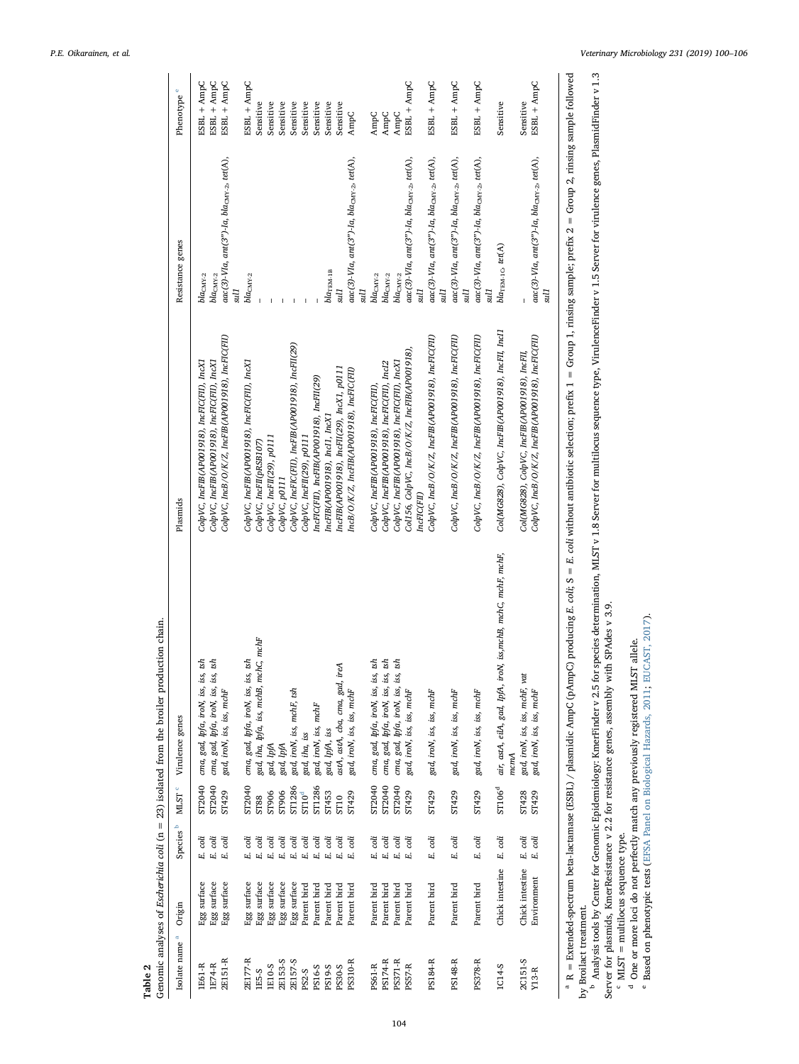**Table 2**

Genomic analyses of *Escherichia coli* (n = 23) isolated from the broiler production chain.

| Isolate name [a] | Origin | Species [b] | MLST [c] | Virulence genes | Plasmids | Resistance genes | Phenotype [e] |
|---|---|---|---|---|---|---|---|
| 1E61-R | Egg surface | *E. coli* | ST2040 | *cma, gad, lpfa, iroN, iss, iss, tsh* | *ColpVC, IncFIB(AP001918), IncFIC(FII), IncX1* | $bla_{CMY-2}$ | ESBL + AmpC |
| 1E74-R | Egg surface | *E. coli* | ST2040 | *cma, gad, lpfa, iroN, iss, iss, tsh* | *ColpVC, IncFIB(AP001918), IncFIC(FII), IncX1* | $bla_{CMY-2}$ | ESBL + AmpC |
| 2E151-R | Egg surface | *E. coli* | ST429 | *gad, iroN, iss, iss, mchF* | *ColpVC, IncB/O/K/Z, IncFIB(AP001918), IncFIC(FII)* | *aac(3)-VIa, ant(3")-Ia*, $bla_{CMY-2}$, *tet(A), sul1* | ESBL + AmpC |
| 2E177-R | Egg surface | *E. coli* | ST2040 | *cma, gad, lpfa, iroN, iss, iss, tsh* | *ColpVC, IncFIB(AP001918), IncFIC(FII), IncX1* | $bla_{CMY-2}$ | ESBL + AmpC |
| 1E5-S | Egg surface | *E. coli* | ST88 | *gad, iha, lpfa, iss, mchB, mchC, mchF* | *ColpVC, IncFII(pRSB107)* | – | Sensitive |
| 1E10-S | Egg surface | *E. coli* | ST906 | *gad, lpfA* | *ColpVC, IncFII(29), p0111* | – | Sensitive |
| 2E153-S | Egg surface | *E. coli* | ST906 | *gad, lpfA* | *ColpVC, p0111* | – | Sensitive |
| 2E157-S | Egg surface | *E. coli* | ST1286 | *gad, iroN, iss, mchF, tsh* | *ColpVC, IncFIC(FII), IncFIB(AP001918), IncFII(29)* | – | Sensitive |
| PS2-S | Parent bird | *E. coli* | ST10[d] | *gad, iha, iss* | *ColpVC, IncFII(29), p0111* | – | Sensitive |
| PS16-S | Parent bird | *E. coli* | ST1286 | *gad, iroN, iss, mchF* | *IncFIC(FII), IncFIB(AP001918), IncFII(29)* | – | Sensitive |
| PS19-S | Parent bird | *E. coli* | ST453 | *gad, lpfA, iss* | *IncFIB(AP001918), IncI1, IncX1* | $bla_{TEM-1B}$ | Sensitive |
| PS30-S | Parent bird | *E. coli* | ST10 | *astA, astA, cba, cma, gad, ireA* | *IncFIB(AP001918), IncFII(29), IncX1, p0111* | *sul1* | Sensitive |
| PS310-R | Parent bird | *E. coli* | ST429 | *gad, iroN, iss, iss, mchF* | *IncB/O/K/Z, IncFIB(AP001918), IncFIC(FII)* | *aac(3)-VIa, ant(3")-Ia*, $bla_{CMY-2}$, *tet(A), sul1* | AmpC |
| PS61-R | Parent bird | *E. coli* | ST2040 | *cma, gad, lpfa, iroN, iss, iss, tsh* | *ColpVC, IncFIB(AP001918), IncFIC(FII),* | $bla_{CMY-2}$ | AmpC |
| PS174-R | Parent bird | *E. coli* | ST2040 | *cma, gad, lpfa, iroN, iss, iss, tsh* | *ColpVC, IncFIB(AP001918), IncFIC(FII), IncI2* | $bla_{CMY-2}$ | AmpC |
| PS371-R | Parent bird | *E. coli* | ST2040 | *cma, gad, lpfa, iroN, iss, iss, tsh* | *ColpVC, IncFIB(AP001918), IncFIC(FII), IncX1* | $bla_{CMY-2}$ | AmpC |
| PS57-R | Parent bird | *E. coli* | ST429 | *gad, iroN, iss, iss, mchF* | *Col156, ColpVC, IncB/O/K/Z, IncFIB(AP001918), IncFIC(FII)* | *aac(3)-VIa, ant(3")-Ia*, $bla_{CMY-2}$, *tet(A), sul1* | ESBL + AmpC |
| PS184-R | Parent bird | *E. coli* | ST429 | *gad, iroN, iss, iss, mchF* | *ColpVC, IncB/O/K/Z, IncFIB(AP001918), IncFIC(FII)* | *aac(3)-VIa, ant(3")-Ia*, $bla_{CMY-2}$, *tet(A), sul1* | ESBL + AmpC |
| PS148-R | Parent bird | *E. coli* | ST429 | *gad, iroN, iss, iss, mchF* | *ColpVC, IncB/O/K/Z, IncFIB(AP001918), IncFIC(FII)* | *aac(3)-VIa, ant(3")-Ia*, $bla_{CMY-2}$, *tet(A), sul1* | ESBL + AmpC |
| PS378-R | Parent bird | *E. coli* | ST429 | *gad, iroN, iss, iss, mchF* | *ColpVC, IncB/O/K/Z, IncFIB(AP001918), IncFIC(FII)* | *aac(3)-VIa, ant(3")-Ia*, $bla_{CMY-2}$, *tet(A), sul1* | ESBL + AmpC |
| 1C14-S | Chick intestine | *E. coli* | ST106[d] | *air, astA, eilA, gad, lpfA, iroN, iss,mchB, mchC, mchF, mchF, mcmA* | *Col(MG828), ColpVC, IncFIB(AP001918), IncFII, IncI1* | $bla_{TEM-1C}$, *tet(A)* | Sensitive |
| 2C151-S | Chick intestine | *E. coli* | ST428 | *gad, iroN, iss, iss, mchF, vat* | *Col(MG828), ColpVC, IncFIB(AP001918), IncFII,* | – | Sensitive |
| Y13-R | Environment | *E. coli* | ST429 | *gad, iroN, iss, iss, mchF* | *ColpVC, IncB/O/K/Z, IncFIB(AP001918), IncFIC(FII)* | *aac(3)-VIa, ant(3")-Ia*, $bla_{CMY-2}$, *tet(A), sul1* | ESBL + AmpC |

[a] R = Extended-spectrum beta-lactamase (ESBL) / plasmidic AmpC (pAmpC) producing *E. coli*; S = *E. coli* without antibiotic selection; prefix 1 = Group 1, rinsing sample; prefix 2 = Group 2, rinsing sample followed by Broilact treatment.

[b] Analysis tools by Center for Genomic Epidemiology: KmerFinder v 2.5 for species determination, MLST v 1.8 Server for multilocus sequence type, VirulenceFinder v 1.5 Server for virulence genes, PlasmidFinder v 1.3 Server for plasmids, KmerResistance v 2.2 for resistance genes, assembly with SPAdes v 3.9.

[c] MLST = multilocus sequence type.

[d] One or more loci do not perfectly match any previously registered MLST allele.

[e] Based on phenotypic tests (EFSA Panel on Biological Hazards, 2011; EUCAST, 2017).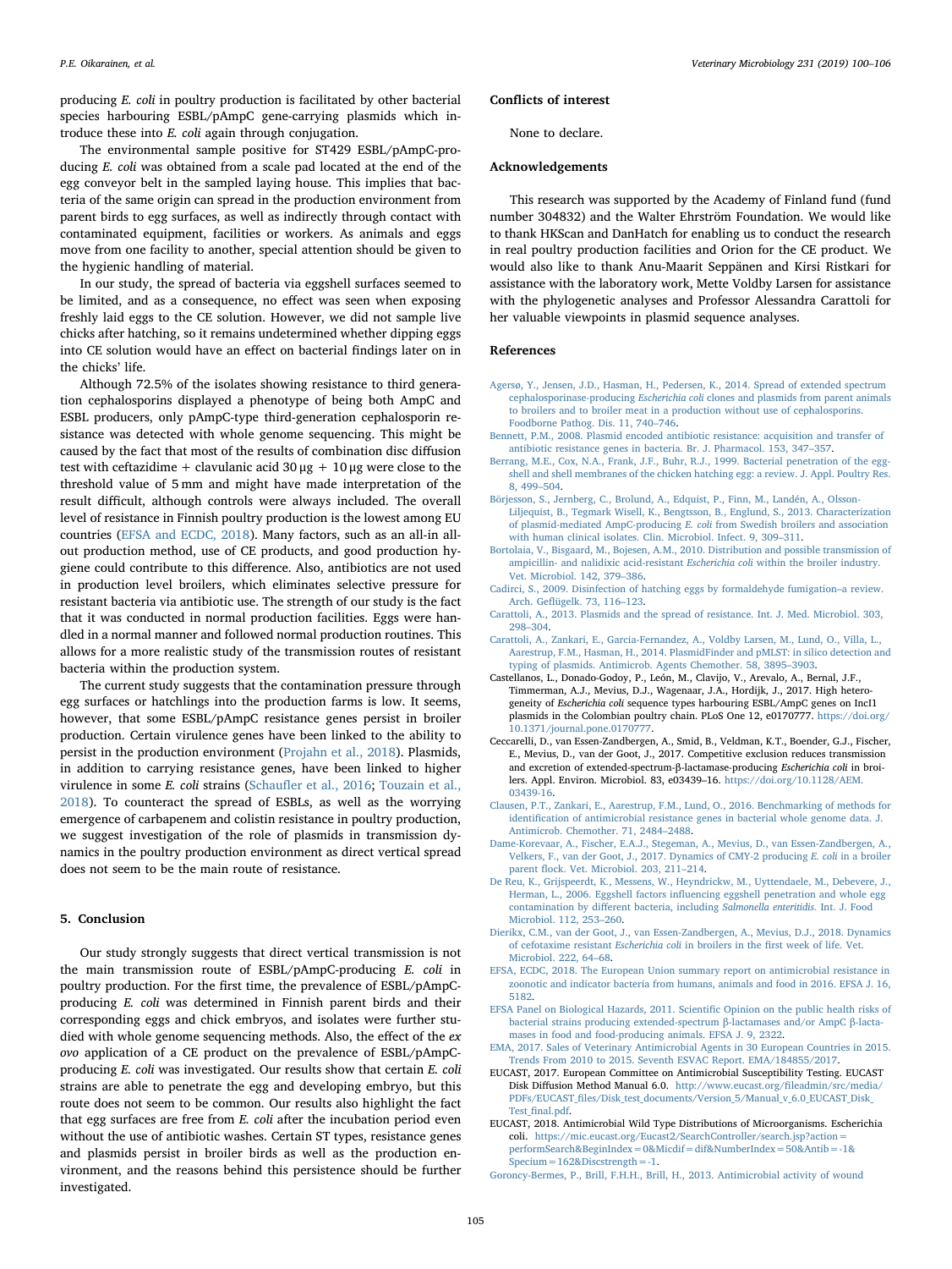producing *E. coli* in poultry production is facilitated by other bacterial species harbouring ESBL/pAmpC gene-carrying plasmids which introduce these into *E. coli* again through conjugation.

The environmental sample positive for ST429 ESBL/pAmpC-producing *E. coli* was obtained from a scale pad located at the end of the egg conveyor belt in the sampled laying house. This implies that bacteria of the same origin can spread in the production environment from parent birds to egg surfaces, as well as indirectly through contact with contaminated equipment, facilities or workers. As animals and eggs move from one facility to another, special attention should be given to the hygienic handling of material.

In our study, the spread of bacteria via eggshell surfaces seemed to be limited, and as a consequence, no effect was seen when exposing freshly laid eggs to the CE solution. However, we did not sample live chicks after hatching, so it remains undetermined whether dipping eggs into CE solution would have an effect on bacterial findings later on in the chicks' life.

Although 72.5% of the isolates showing resistance to third generation cephalosporins displayed a phenotype of being both AmpC and ESBL producers, only pAmpC-type third-generation cephalosporin resistance was detected with whole genome sequencing. This might be caused by the fact that most of the results of combination disc diffusion test with ceftazidime + clavulanic acid 30 μg + 10 μg were close to the threshold value of 5 mm and might have made interpretation of the result difficult, although controls were always included. The overall level of resistance in Finnish poultry production is the lowest among EU countries (EFSA and ECDC, 2018). Many factors, such as an all-in all-out production method, use of CE products, and good production hygiene could contribute to this difference. Also, antibiotics are not used in production level broilers, which eliminates selective pressure for resistant bacteria via antibiotic use. The strength of our study is the fact that it was conducted in normal production facilities. Eggs were handled in a normal manner and followed normal production routines. This allows for a more realistic study of the transmission routes of resistant bacteria within the production system.

The current study suggests that the contamination pressure through egg surfaces or hatchlings into the production farms is low. It seems, however, that some ESBL/pAmpC resistance genes persist in broiler production. Certain virulence genes have been linked to the ability to persist in the production environment (Projahn et al., 2018). Plasmids, in addition to carrying resistance genes, have been linked to higher virulence in some *E. coli* strains (Schaufler et al., 2016; Touzain et al., 2018). To counteract the spread of ESBLs, as well as the worrying emergence of carbapenem and colistin resistance in poultry production, we suggest investigation of the role of plasmids in transmission dynamics in the poultry production environment as direct vertical spread does not seem to be the main route of resistance.

## 5. Conclusion

Our study strongly suggests that direct vertical transmission is not the main transmission route of ESBL/pAmpC-producing *E. coli* in poultry production. For the first time, the prevalence of ESBL/pAmpC-producing *E. coli* was determined in Finnish parent birds and their corresponding eggs and chick embryos, and isolates were further studied with whole genome sequencing methods. Also, the effect of the *ex ovo* application of a CE product on the prevalence of ESBL/pAmpC-producing *E. coli* was investigated. Our results show that certain *E. coli* strains are able to penetrate the egg and developing embryo, but this route does not seem to be common. Our results also highlight the fact that egg surfaces are free from *E. coli* after the incubation period even without the use of antibiotic washes. Certain ST types, resistance genes and plasmids persist in broiler birds as well as the production environment, and the reasons behind this persistence should be further investigated.

## Conflicts of interest

None to declare.

## Acknowledgements

This research was supported by the Academy of Finland fund (fund number 304832) and the Walter Ehrström Foundation. We would like to thank HKScan and DanHatch for enabling us to conduct the research in real poultry production facilities and Orion for the CE product. We would also like to thank Anu-Maarit Seppänen and Kirsi Ristkari for assistance with the laboratory work, Mette Voldby Larsen for assistance with the phylogenetic analyses and Professor Alessandra Carattoli for her valuable viewpoints in plasmid sequence analyses.

## References

Agersø, Y., Jensen, J.D., Hasman, H., Pedersen, K., 2014. Spread of extended spectrum cephalosporinase-producing *Escherichia coli* clones and plasmids from parent animals to broilers and to broiler meat in a production without use of cephalosporins. Foodborne Pathog. Dis. 11, 740–746.

Bennett, P.M., 2008. Plasmid encoded antibiotic resistance: acquisition and transfer of antibiotic resistance genes in bacteria. Br. J. Pharmacol. 153, 347–357.

Berrang, M.E., Cox, N.A., Frank, J.F., Buhr, R.J., 1999. Bacterial penetration of the eggshell and shell membranes of the chicken hatching egg: a review. J. Appl. Poultry Res. 8, 499–504.

Börjesson, S., Jernberg, C., Brolund, A., Edquist, P., Finn, M., Landén, A., Olsson-Liljequist, B., Tegmark Wisell, K., Bengtsson, B., Englund, S., 2013. Characterization of plasmid-mediated AmpC-producing *E. coli* from Swedish broilers and association with human clinical isolates. Clin. Microbiol. Infect. 9, 309–311.

Bortolaia, V., Bisgaard, M., Bojesen, A.M., 2010. Distribution and possible transmission of ampicillin- and nalidixic acid-resistant *Escherichia coli* within the broiler industry. Vet. Microbiol. 142, 379–386.

Cadirci, S., 2009. Disinfection of hatching eggs by formaldehyde fumigation–a review. Arch. Geflügelk. 73, 116–123.

Carattoli, A., 2013. Plasmids and the spread of resistance. Int. J. Med. Microbiol. 303, 298–304.

Carattoli, A., Zankari, E., Garcia-Fernandez, A., Voldby Larsen, M., Lund, O., Villa, L., Aarestrup, F.M., Hasman, H., 2014. PlasmidFinder and pMLST: in silico detection and typing of plasmids. Antimicrob. Agents Chemother. 58, 3895–3903.

Castellanos, L., Donado-Godoy, P., León, M., Clavijo, V., Arevalo, A., Bernal, J.F., Timmerman, A.J., Mevius, D.J., Wagenaar, J.A., Hordijk, J., 2017. High heterogeneity of *Escherichia coli* sequence types harbouring ESBL/AmpC genes on IncI1 plasmids in the Colombian poultry chain. PLoS One 12, e0170777. https://doi.org/10.1371/journal.pone.0170777.

Ceccarelli, D., van Essen-Zandbergen, A., Smid, B., Veldman, K.T., Boender, G.J., Fischer, E., Mevius, D., van der Goot, J., 2017. Competitive exclusion reduces transmission and excretion of extended-spectrum-β-lactamase-producing *Escherichia coli* in broilers. Appl. Environ. Microbiol. 83, e03439–16. https://doi.org/10.1128/AEM.03439-16.

Clausen, P.T., Zankari, E., Aarestrup, F.M., Lund, O., 2016. Benchmarking of methods for identification of antimicrobial resistance genes in bacterial whole genome data. J. Antimicrob. Chemother. 71, 2484–2488.

Dame-Korevaar, A., Fischer, E.A.J., Stegeman, A., Mevius, D., van Essen-Zandbergen, A., Velkers, F., van der Goot, J., 2017. Dynamics of CMY-2 producing *E. coli* in a broiler parent flock. Vet. Microbiol. 203, 211–214.

De Reu, K., Grijspeerdt, K., Messens, W., Heyndrickw, M., Uyttendaele, M., Debevere, J., Herman, L., 2006. Eggshell factors influencing eggshell penetration and whole egg contamination by different bacteria, including *Salmonella enteritidis*. Int. J. Food Microbiol. 112, 253–260.

Dierikx, C.M., van der Goot, J., van Essen-Zandbergen, A., Mevius, D.J., 2018. Dynamics of cefotaxime resistant *Escherichia coli* in broilers in the first week of life. Vet. Microbiol. 222, 64–68.

EFSA, ECDC, 2018. The European Union summary report on antimicrobial resistance in zoonotic and indicator bacteria from humans, animals and food in 2016. EFSA J. 16, 5182.

EFSA Panel on Biological Hazards, 2011. Scientific Opinion on the public health risks of bacterial strains producing extended-spectrum β-lactamases and/or AmpC β-lactamases in food and food-producing animals. EFSA J. 9, 2322.

EMA, 2017. Sales of Veterinary Antimicrobial Agents in 30 European Countries in 2015. Trends From 2010 to 2015. Seventh ESVAC Report. EMA/184855/2017.

EUCAST, 2017. European Committee on Antimicrobial Susceptibility Testing. EUCAST Disk Diffusion Method Manual 6.0. http://www.eucast.org/fileadmin/src/media/PDFs/EUCAST_files/Disk_test_documents/Version_5/Manual_v_6.0_EUCAST_Disk_Test_final.pdf.

EUCAST, 2018. Antimicrobial Wild Type Distributions of Microorganisms. Escherichia coli. https://mic.eucast.org/Eucast2/SearchController/search.jsp?action=performSearch&BeginIndex=0&Micdif=dif&NumberIndex=50&Antib=-1&Specium=162&Discstrength=-1.

Goroncy-Bermes, P., Brill, F.H.H., Brill, H., 2013. Antimicrobial activity of wound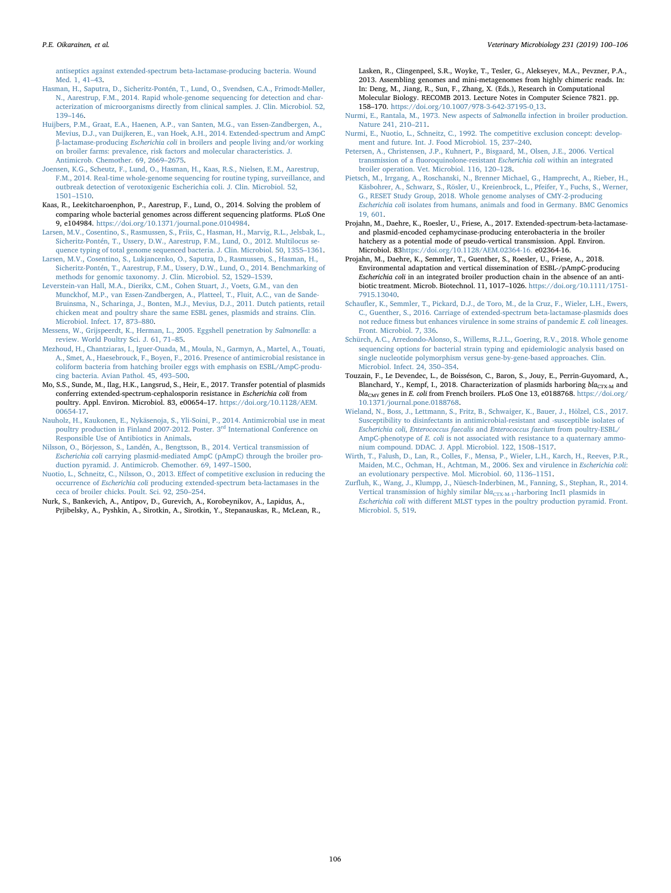antiseptics against extended-spectrum beta-lactamase-producing bacteria. Wound Med. 1, 41–43.

Hasman, H., Saputra, D., Sicheritz-Pontén, T., Lund, O., Svendsen, C.A., Frimodt-Møller, N., Aarestrup, F.M., 2014. Rapid whole-genome sequencing for detection and characterization of microorganisms directly from clinical samples. J. Clin. Microbiol. 52, 139–146.

Huijbers, P.M., Graat, E.A., Haenen, A.P., van Santen, M.G., van Essen-Zandbergen, A., Mevius, D.J., van Duijkeren, E., van Hoek, A.H., 2014. Extended-spectrum and AmpC β-lactamase-producing *Escherichia coli* in broilers and people living and/or working on broiler farms: prevalence, risk factors and molecular characteristics. J. Antimicrob. Chemother. 69, 2669–2675.

Joensen, K.G., Scheutz, F., Lund, O., Hasman, H., Kaas, R.S., Nielsen, E.M., Aarestrup, F.M., 2014. Real-time whole-genome sequencing for routine typing, surveillance, and outbreak detection of verotoxigenic Escherichia coli. J. Clin. Microbiol. 52, 1501–1510.

Kaas, R., Leekitcharoenphon, P., Aarestrup, F., Lund, O., 2014. Solving the problem of comparing whole bacterial genomes across different sequencing platforms. PLoS One 9, e104984. https://doi.org/10.1371/journal.pone.0104984.

Larsen, M.V., Cosentino, S., Rasmussen, S., Friis, C., Hasman, H., Marvig, R.L., Jelsbak, L., Sicheritz-Pontén, T., Ussery, D.W., Aarestrup, F.M., Lund, O., 2012. Multilocus sequence typing of total genome sequenced bacteria. J. Clin. Microbiol. 50, 1355–1361.

Larsen, M.V., Cosentino, S., Lukjancenko, O., Saputra, D., Rasmussen, S., Hasman, H., Sicheritz-Pontén, T., Aarestrup, F.M., Ussery, D.W., Lund, O., 2014. Benchmarking of methods for genomic taxonomy. J. Clin. Microbiol. 52, 1529–1539.

Leverstein-van Hall, M.A., Dierikx, C.M., Cohen Stuart, J., Voets, G.M., van den Munckhof, M.P., van Essen-Zandbergen, A., Platteel, T., Fluit, A.C., van de Sande-Bruinsma, N., Scharinga, J., Bonten, M.J., Mevius, D.J., 2011. Dutch patients, retail chicken meat and poultry share the same ESBL genes, plasmids and strains. Clin. Microbiol. Infect. 17, 873–880.

Messens, W., Grijspeerdt, K., Herman, L., 2005. Eggshell penetration by *Salmonella*: a review. World Poultry Sci. J. 61, 71–85.

Mezhoud, H., Chantziaras, I., Iguer-Ouada, M., Moula, N., Garmyn, A., Martel, A., Touati, A., Smet, A., Haesebrouck, F., Boyen, F., 2016. Presence of antimicrobial resistance in coliform bacteria from hatching broiler eggs with emphasis on ESBL/AmpC-producing bacteria. Avian Pathol. 45, 493–500.

Mo, S.S., Sunde, M., Ilag, H.K., Langsrud, S., Heir, E., 2017. Transfer potential of plasmids conferring extended-spectrum-cephalosporin resistance in *Escherichia coli* from poultry. Appl. Environ. Microbiol. 83, e00654–17. https://doi.org/10.1128/AEM.00654-17.

Nauholz, H., Kaukonen, E., Nykäsenoja, S., Yli-Soini, P., 2014. Antimicrobial use in meat poultry production in Finland 2007-2012. Poster. 3rd International Conference on Responsible Use of Antibiotics in Animals.

Nilsson, O., Börjesson, S., Landén, A., Bengtsson, B., 2014. Vertical transmission of *Escherichia coli* carrying plasmid-mediated AmpC (pAmpC) through the broiler production pyramid. J. Antimicrob. Chemother. 69, 1497–1500.

Nuotio, L., Schneitz, C., Nilsson, O., 2013. Effect of competitive exclusion in reducing the occurrence of *Escherichia coli* producing extended-spectrum beta-lactamases in the ceca of broiler chicks. Poult. Sci. 92, 250–254.

Nurk, S., Bankevich, A., Antipov, D., Gurevich, A., Korobeynikov, A., Lapidus, A., Prjibelsky, A., Pyshkin, A., Sirotkin, A., Sirotkin, Y., Stepanauskas, R., McLean, R., Lasken, R., Clingenpeel, S.R., Woyke, T., Tesler, G., Alekseyev, M.A., Pevzner, P.A., 2013. Assembling genomes and mini-metagenomes from highly chimeric reads. In: In: Deng, M., Jiang, R., Sun, F., Zhang, X. (Eds.), Research in Computational Molecular Biology. RECOMB 2013. Lecture Notes in Computer Science 7821. pp. 158–170. https://doi.org/10.1007/978-3-642-37195-0_13.

Nurmi, E., Rantala, M., 1973. New aspects of *Salmonella* infection in broiler production. Nature 241, 210–211.

Nurmi, E., Nuotio, L., Schneitz, C., 1992. The competitive exclusion concept: development and future. Int. J. Food Microbiol. 15, 237–240.

Petersen, A., Christensen, J.P., Kuhnert, P., Bisgaard, M., Olsen, J.E., 2006. Vertical transmission of a fluoroquinolone-resistant *Escherichia coli* within an integrated broiler operation. Vet. Microbiol. 116, 120–128.

Pietsch, M., Irrgang, A., Roschanski, N., Brenner Michael, G., Hamprecht, A., Rieber, H., Käsbohrer, A., Schwarz, S., Rösler, U., Kreienbrock, L., Pfeifer, Y., Fuchs, S., Werner, G., RESET Study Group, 2018. Whole genome analyses of CMY-2-producing *Escherichia coli* isolates from humans, animals and food in Germany. BMC Genomics 19, 601.

Projahn, M., Daehre, K., Roesler, U., Friese, A., 2017. Extended-spectrum-beta-lactamase- and plasmid-encoded cephamycinase-producing enterobacteria in the broiler hatchery as a potential mode of pseudo-vertical transmission. Appl. Environ. Microbiol. 83https://doi.org/10.1128/AEM.02364-16. e02364-16.

Projahn, M., Daehre, K., Semmler, T., Guenther, S., Roesler, U., Friese, A., 2018. Environmental adaptation and vertical dissemination of ESBL-/pAmpC-producing *Escherichia coli* in an integrated broiler production chain in the absence of an antibiotic treatment. Microb. Biotechnol. 11, 1017–1026. https://doi.org/10.1111/1751-7915.13040.

Schaufler, K., Semmler, T., Pickard, D.J., de Toro, M., de la Cruz, F., Wieler, L.H., Ewers, C., Guenther, S., 2016. Carriage of extended-spectrum beta-lactamase-plasmids does not reduce fitness but enhances virulence in some strains of pandemic *E. coli* lineages. Front. Microbiol. 7, 336.

Schürch, A.C., Arredondo-Alonso, S., Willems, R.J.L., Goering, R.V., 2018. Whole genome sequencing options for bacterial strain typing and epidemiologic analysis based on single nucleotide polymorphism versus gene-by-gene-based approaches. Clin. Microbiol. Infect. 24, 350–354.

Touzain, F., Le Devendec, L., de Boisséson, C., Baron, S., Jouy, E., Perrin-Guyomard, A., Blanchard, Y., Kempf, I., 2018. Characterization of plasmids harboring $bla_{CTX\text{-}M}$ and $bla_{CMY}$ genes in *E. coli* from French broilers. PLoS One 13, e0188768. https://doi.org/10.1371/journal.pone.0188768.

Wieland, N., Boss, J., Lettmann, S., Fritz, B., Schwaiger, K., Bauer, J., Hölzel, C.S., 2017. Susceptibility to disinfectants in antimicrobial-resistant and -susceptible isolates of *Escherichia coli*, *Enterococcus faecalis* and *Enterococcus faecium* from poultry-ESBL/AmpC-phenotype of *E. coli* is not associated with resistance to a quaternary ammonium compound. DDAC. J. Appl. Microbiol. 122, 1508–1517.

Wirth, T., Falush, D., Lan, R., Colles, F., Mensa, P., Wieler, L.H., Karch, H., Reeves, P.R., Maiden, M.C., Ochman, H., Achtman, M., 2006. Sex and virulence in *Escherichia coli*: an evolutionary perspective. Mol. Microbiol. 60, 1136–1151.

Zurfluh, K., Wang, J., Klumpp, J., Nüesch-Inderbinen, M., Fanning, S., Stephan, R., 2014. Vertical transmission of highly similar $bla_{CTX\text{-}M\text{-}1}$-harboring IncI1 plasmids in *Escherichia coli* with different MLST types in the poultry production pyramid. Front. Microbiol. 5, 519.